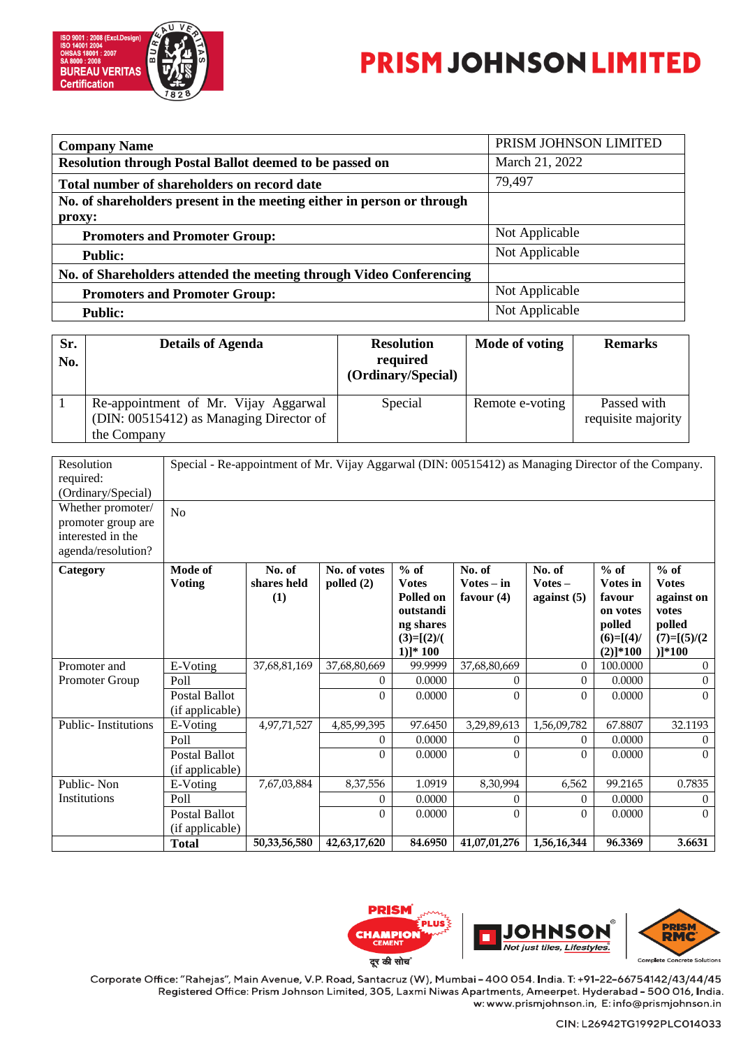# PRISM JOHNSON LIMITED

| Company Name | PRISM JOHNSON LIMITED |
|---|---|
| **Resolution through Postal Ballot deemed to be passed on** | March 21, 2022 |
| **Total number of shareholders on record date** | 79,497 |
| **No. of shareholders present in the meeting either in person or through proxy:** | |
| **Promoters and Promoter Group:** | Not Applicable |
| **Public:** | Not Applicable |
| **No. of Shareholders attended the meeting through Video Conferencing** | |
| **Promoters and Promoter Group:** | Not Applicable |
| **Public:** | Not Applicable |

| Sr. No. | Details of Agenda | Resolution required (Ordinary/Special) | Mode of voting | Remarks |
|---|---|---|---|---|
| 1 | Re-appointment of Mr. Vijay Aggarwal (DIN: 00515412) as Managing Director of the Company | Special | Remote e-voting | Passed with requisite majority |

| Resolution required: (Ordinary/Special) | Special - Re-appointment of Mr. Vijay Aggarwal (DIN: 00515412) as Managing Director of the Company. | | | | | | | |
|---|---|---|---|---|---|---|---|---|
| Whether promoter/ promoter group are interested in the agenda/resolution? | No | | | | | | | |
| **Category** | **Mode of Voting** | **No. of shares held (1)** | **No. of votes polled (2)** | **% of Votes Polled on outstanding shares (3)=[(2)/(1)]* 100** | **No. of Votes – in favour (4)** | **No. of Votes – against (5)** | **% of Votes in favour on votes polled (6)=[(4)/(2)]*100** | **% of Votes against on votes polled (7)=[(5)/(2)]*100** |
| Promoter and Promoter Group | E-Voting | 37,68,81,169 | 37,68,80,669 | 99.9999 | 37,68,80,669 | 0 | 100.0000 | 0 |
| | Poll | | 0 | 0.0000 | 0 | 0 | 0.0000 | 0 |
| | Postal Ballot (if applicable) | | 0 | 0.0000 | 0 | 0 | 0.0000 | 0 |
| Public- Institutions | E-Voting | 4,97,71,527 | 4,85,99,395 | 97.6450 | 3,29,89,613 | 1,56,09,782 | 67.8807 | 32.1193 |
| | Poll | | 0 | 0.0000 | 0 | 0 | 0.0000 | 0 |
| | Postal Ballot (if applicable) | | 0 | 0.0000 | 0 | 0 | 0.0000 | 0 |
| Public- Non Institutions | E-Voting | 7,67,03,884 | 8,37,556 | 1.0919 | 8,30,994 | 6,562 | 99.2165 | 0.7835 |
| | Poll | | 0 | 0.0000 | 0 | 0 | 0.0000 | 0 |
| | Postal Ballot (if applicable) | | 0 | 0.0000 | 0 | 0 | 0.0000 | 0 |
| | **Total** | **50,33,56,580** | **42,63,17,620** | **84.6950** | **41,07,01,276** | **1,56,16,344** | **96.3369** | **3.6631** |

Corporate Office: "Rahejas", Main Avenue, V.P. Road, Santacruz (W), Mumbai - 400 054. India. T: +91-22-66754142/43/44/45
Registered Office: Prism Johnson Limited, 305, Laxmi Niwas Apartments, Ameerpet. Hyderabad - 500 016, India.
w: www.prismjohnson.in, E: info@prismjohnson.in

CIN: L26942TG1992PLC014033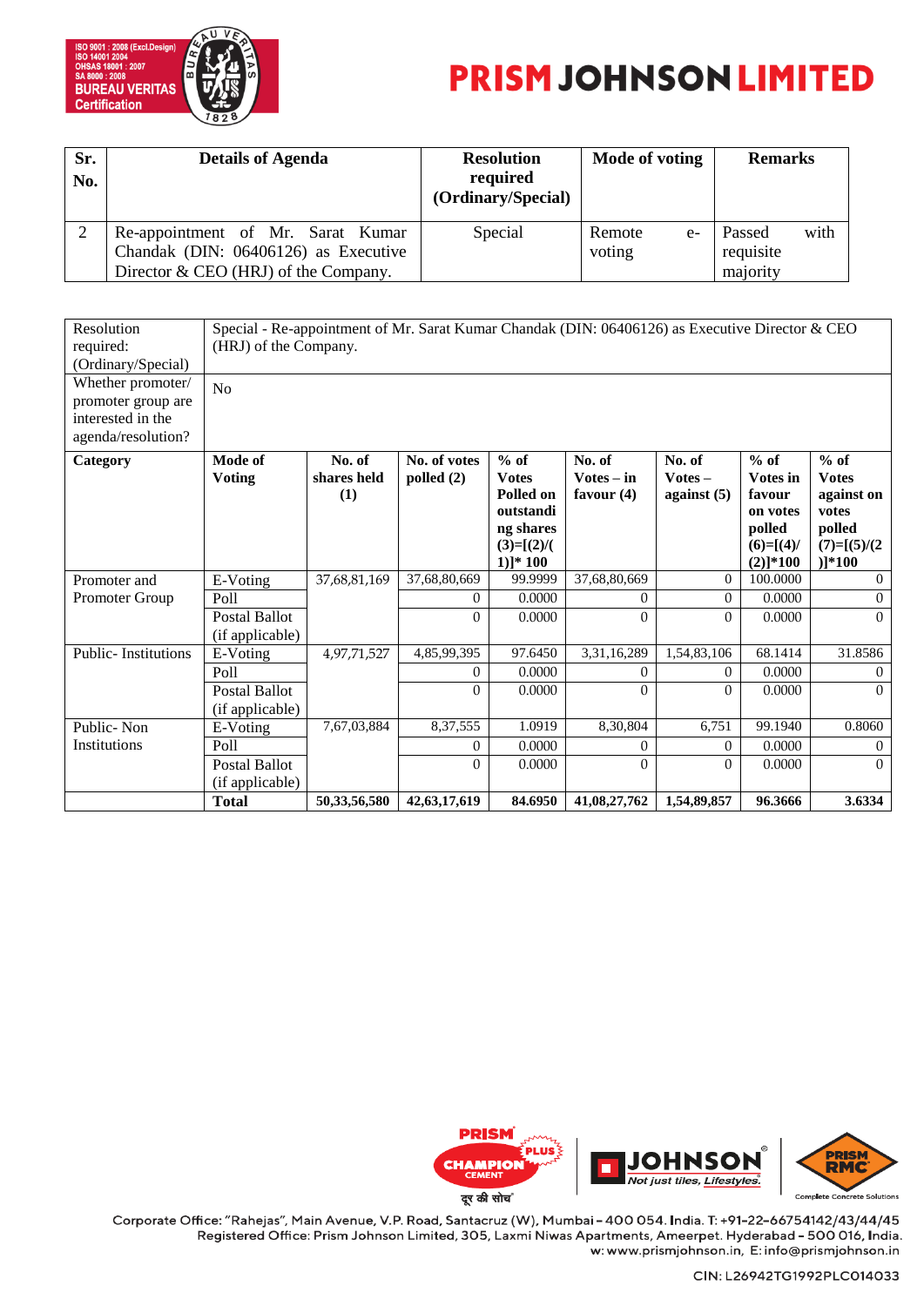# PRISM JOHNSON LIMITED

| Sr. No. | Details of Agenda | Resolution required (Ordinary/Special) | Mode of voting | Remarks |
|---|---|---|---|---|
| 2 | Re-appointment of Mr. Sarat Kumar Chandak (DIN: 06406126) as Executive Director & CEO (HRJ) of the Company. | Special | Remote e-voting | Passed with requisite majority |

| Resolution required: (Ordinary/Special) | Special - Re-appointment of Mr. Sarat Kumar Chandak (DIN: 06406126) as Executive Director & CEO (HRJ) of the Company. | | | | | | | |
|---|---|---|---|---|---|---|---|---|
| Whether promoter/ promoter group are interested in the agenda/resolution? | No | | | | | | | |
| **Category** | **Mode of Voting** | **No. of shares held (1)** | **No. of votes polled (2)** | **% of Votes Polled on outstanding shares (3)=[(2)/(1)]* 100** | **No. of Votes – in favour (4)** | **No. of Votes – against (5)** | **% of Votes in favour on votes polled (6)=[(4)/(2)]*100** | **% of Votes against on votes polled (7)=[(5)/(2)]*100** |
| Promoter and Promoter Group | E-Voting | 37,68,81,169 | 37,68,80,669 | 99.9999 | 37,68,80,669 | 0 | 100.0000 | 0 |
| | Poll | | 0 | 0.0000 | 0 | 0 | 0.0000 | 0 |
| | Postal Ballot (if applicable) | | 0 | 0.0000 | 0 | 0 | 0.0000 | 0 |
| Public- Institutions | E-Voting | 4,97,71,527 | 4,85,99,395 | 97.6450 | 3,31,16,289 | 1,54,83,106 | 68.1414 | 31.8586 |
| | Poll | | 0 | 0.0000 | 0 | 0 | 0.0000 | 0 |
| | Postal Ballot (if applicable) | | 0 | 0.0000 | 0 | 0 | 0.0000 | 0 |
| Public- Non Institutions | E-Voting | 7,67,03,884 | 8,37,555 | 1.0919 | 8,30,804 | 6,751 | 99.1940 | 0.8060 |
| | Poll | | 0 | 0.0000 | 0 | 0 | 0.0000 | 0 |
| | Postal Ballot (if applicable) | | 0 | 0.0000 | 0 | 0 | 0.0000 | 0 |
| | **Total** | **50,33,56,580** | **42,63,17,619** | **84.6950** | **41,08,27,762** | **1,54,89,857** | **96.3666** | **3.6334** |

Corporate Office: "Rahejas", Main Avenue, V.P. Road, Santacruz (W), Mumbai - 400 054. India. T: +91-22-66754142/43/44/45
Registered Office: Prism Johnson Limited, 305, Laxmi Niwas Apartments, Ameerpet. Hyderabad - 500 016, India.
w: www.prismjohnson.in, E: info@prismjohnson.in

CIN: L26942TG1992PLC014033